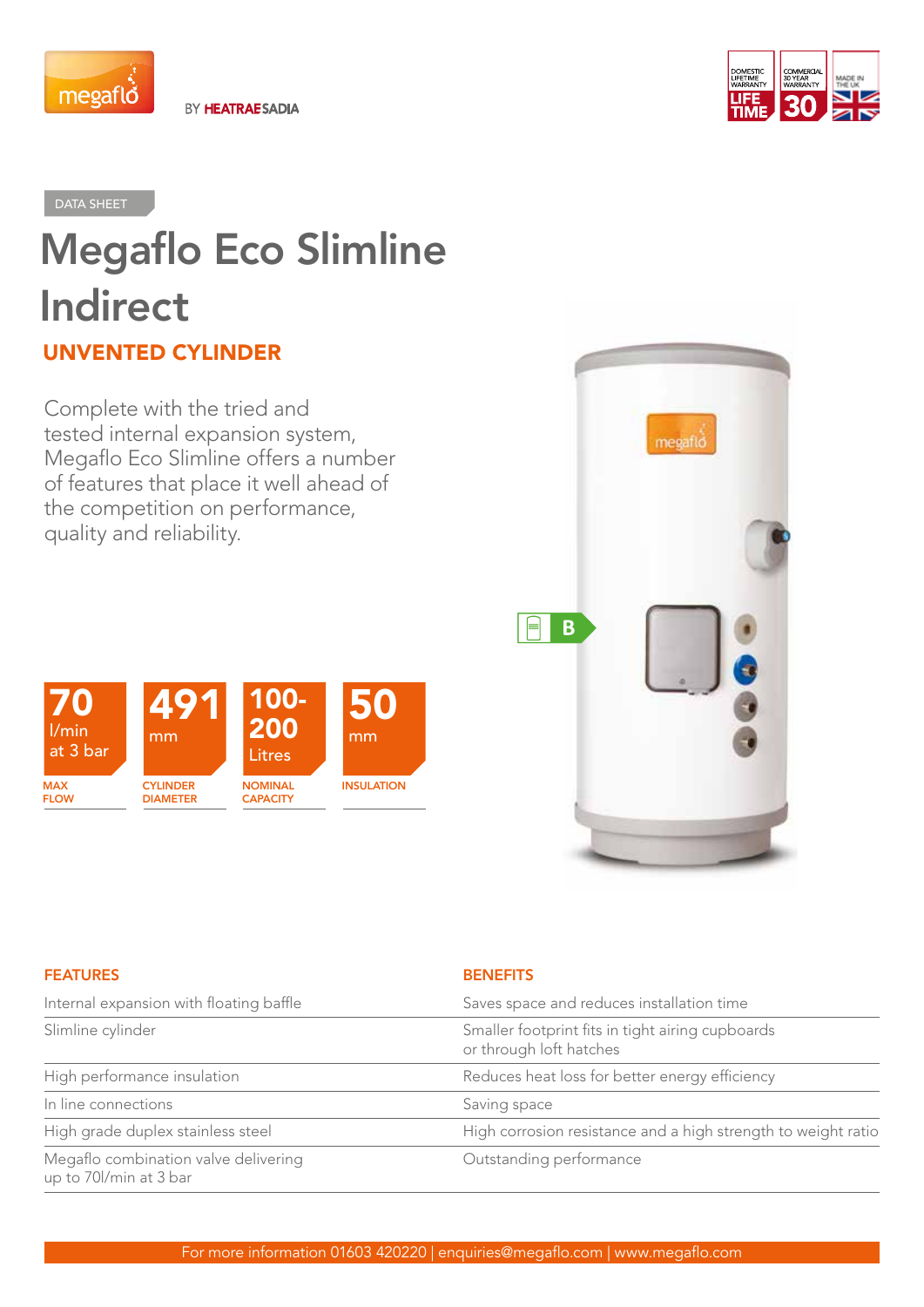megaflo BY HEATRAESADIA

DOMESTIC LIFETIME WARRANTY LIFE TIME | COMMERCIAL 30 YEAR WARRANTY 30 | MADE IN THE UK

DATA SHEET

# Megaflo Eco Slimline Indirect

## UNVENTED CYLINDER

Complete with the tried and tested internal expansion system, Megaflo Eco Slimline offers a number of features that place it well ahead of the competition on performance, quality and reliability.

| 70 l/min at 3 bar | 491 mm | 100-200 Litres | 50 mm |
|---|---|---|---|
| MAX FLOW | CYLINDER DIAMETER | NOMINAL CAPACITY | INSULATION |

B

| FEATURES | BENEFITS |
|---|---|
| Internal expansion with floating baffle | Saves space and reduces installation time |
| Slimline cylinder | Smaller footprint fits in tight airing cupboards or through loft hatches |
| High performance insulation | Reduces heat loss for better energy efficiency |
| In line connections | Saving space |
| High grade duplex stainless steel | High corrosion resistance and a high strength to weight ratio |
| Megaflo combination valve delivering up to 70l/min at 3 bar | Outstanding performance |

For more information 01603 420220 | enquiries@megaflo.com | www.megaflo.com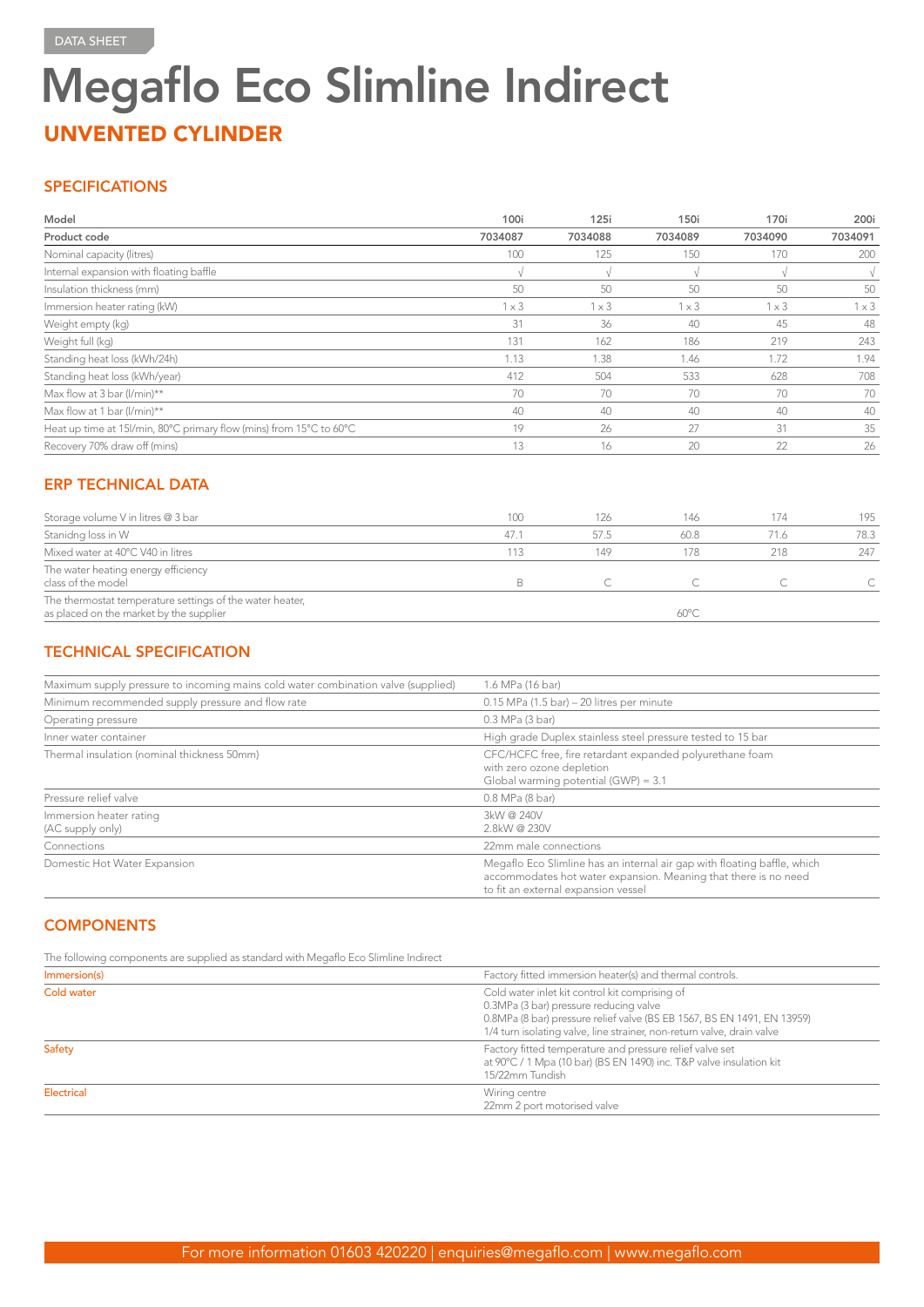DATA SHEET

# Megaflo Eco Slimline Indirect

## UNVENTED CYLINDER

### SPECIFICATIONS

| Model | 100i | 125i | 150i | 170i | 200i |
|---|---|---|---|---|---|
| **Product code** | **7034087** | **7034088** | **7034089** | **7034090** | **7034091** |
| Nominal capacity (litres) | 100 | 125 | 150 | 170 | 200 |
| Internal expansion with floating baffle | √ | √ | √ | √ | √ |
| Insulation thickness (mm) | 50 | 50 | 50 | 50 | 50 |
| Immersion heater rating (kW) | 1 x 3 | 1 x 3 | 1 x 3 | 1 x 3 | 1 x 3 |
| Weight empty (kg) | 31 | 36 | 40 | 45 | 48 |
| Weight full (kg) | 131 | 162 | 186 | 219 | 243 |
| Standing heat loss (kWh/24h) | 1.13 | 1.38 | 1.46 | 1.72 | 1.94 |
| Standing heat loss (kWh/year) | 412 | 504 | 533 | 628 | 708 |
| Max flow at 3 bar (l/min)** | 70 | 70 | 70 | 70 | 70 |
| Max flow at 1 bar (l/min)** | 40 | 40 | 40 | 40 | 40 |
| Heat up time at 15l/min, 80°C primary flow (mins) from 15°C to 60°C | 19 | 26 | 27 | 31 | 35 |
| Recovery 70% draw off (mins) | 13 | 16 | 20 | 22 | 26 |

### ERP TECHNICAL DATA

| | | | | | |
|---|---|---|---|---|---|
| Storage volume V in litres @ 3 bar | 100 | 126 | 146 | 174 | 195 |
| Stanidng loss in W | 47.1 | 57.5 | 60.8 | 71.6 | 78.3 |
| Mixed water at 40°C V40 in litres | 113 | 149 | 178 | 218 | 247 |
| The water heating energy efficiency class of the model | B | C | C | C | C |
| The thermostat temperature settings of the water heater, as placed on the market by the supplier | | | 60°C | | |

### TECHNICAL SPECIFICATION

| | |
|---|---|
| Maximum supply pressure to incoming mains cold water combination valve (supplied) | 1.6 MPa (16 bar) |
| Minimum recommended supply pressure and flow rate | 0.15 MPa (1.5 bar) – 20 litres per minute |
| Operating pressure | 0.3 MPa (3 bar) |
| Inner water container | High grade Duplex stainless steel pressure tested to 15 bar |
| Thermal insulation (nominal thickness 50mm) | CFC/HCFC free, fire retardant expanded polyurethane foam with zero ozone depletion<br>Global warming potential (GWP) = 3.1 |
| Pressure relief valve | 0.8 MPa (8 bar) |
| Immersion heater rating (AC supply only) | 3kW @ 240V<br>2.8kW @ 230V |
| Connections | 22mm male connections |
| Domestic Hot Water Expansion | Megaflo Eco Slimline has an internal air gap with floating baffle, which accommodates hot water expansion. Meaning that there is no need to fit an external expansion vessel |

### COMPONENTS

The following components are supplied as standard with Megaflo Eco Slimline Indirect

| | |
|---|---|
| Immersion(s) | Factory fitted immersion heater(s) and thermal controls. |
| Cold water | Cold water inlet kit control kit comprising of<br>0.3MPa (3 bar) pressure reducing valve<br>0.8MPa (8 bar) pressure relief valve (BS EB 1567, BS EN 1491, EN 13959)<br>1/4 turn isolating valve, line strainer, non-return valve, drain valve |
| Safety | Factory fitted temperature and pressure relief valve set at 90°C / 1 Mpa (10 bar) (BS EN 1490) inc. T&P valve insulation kit<br>15/22mm Tundish |
| Electrical | Wiring centre<br>22mm 2 port motorised valve |

For more information 01603 420220 | enquiries@megaflo.com | www.megaflo.com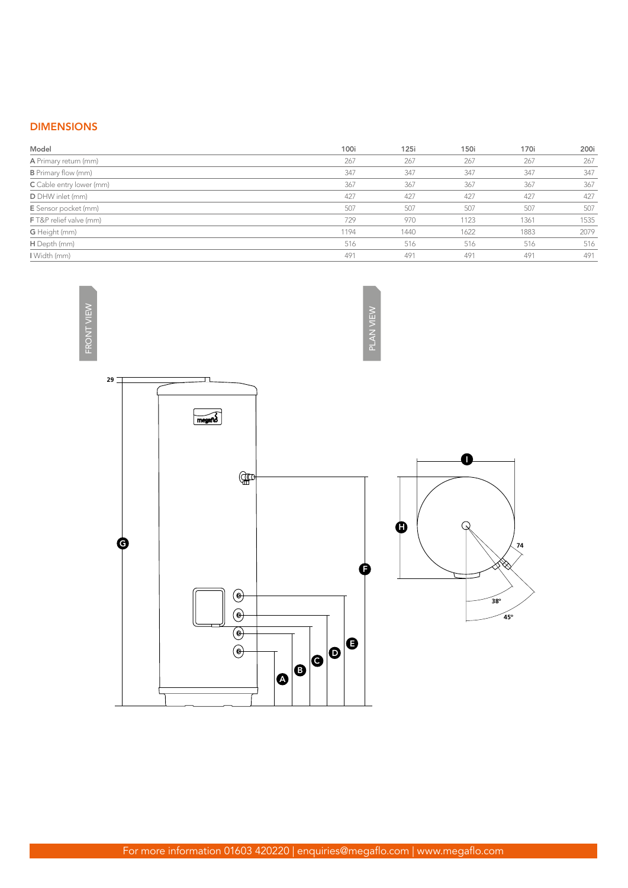## DIMENSIONS

| Model | 100i | 125i | 150i | 170i | 200i |
|---|---|---|---|---|---|
| **A** Primary return (mm) | 267 | 267 | 267 | 267 | 267 |
| **B** Primary flow (mm) | 347 | 347 | 347 | 347 | 347 |
| **C** Cable entry lower (mm) | 367 | 367 | 367 | 367 | 367 |
| **D** DHW inlet (mm) | 427 | 427 | 427 | 427 | 427 |
| **E** Sensor pocket (mm) | 507 | 507 | 507 | 507 | 507 |
| **F** T&P relief valve (mm) | 729 | 970 | 1123 | 1361 | 1535 |
| **G** Height (mm) | 1194 | 1440 | 1622 | 1883 | 2079 |
| **H** Depth (mm) | 516 | 516 | 516 | 516 | 516 |
| **I** Width (mm) | 491 | 491 | 491 | 491 | 491 |

FRONT VIEW

PLAN VIEW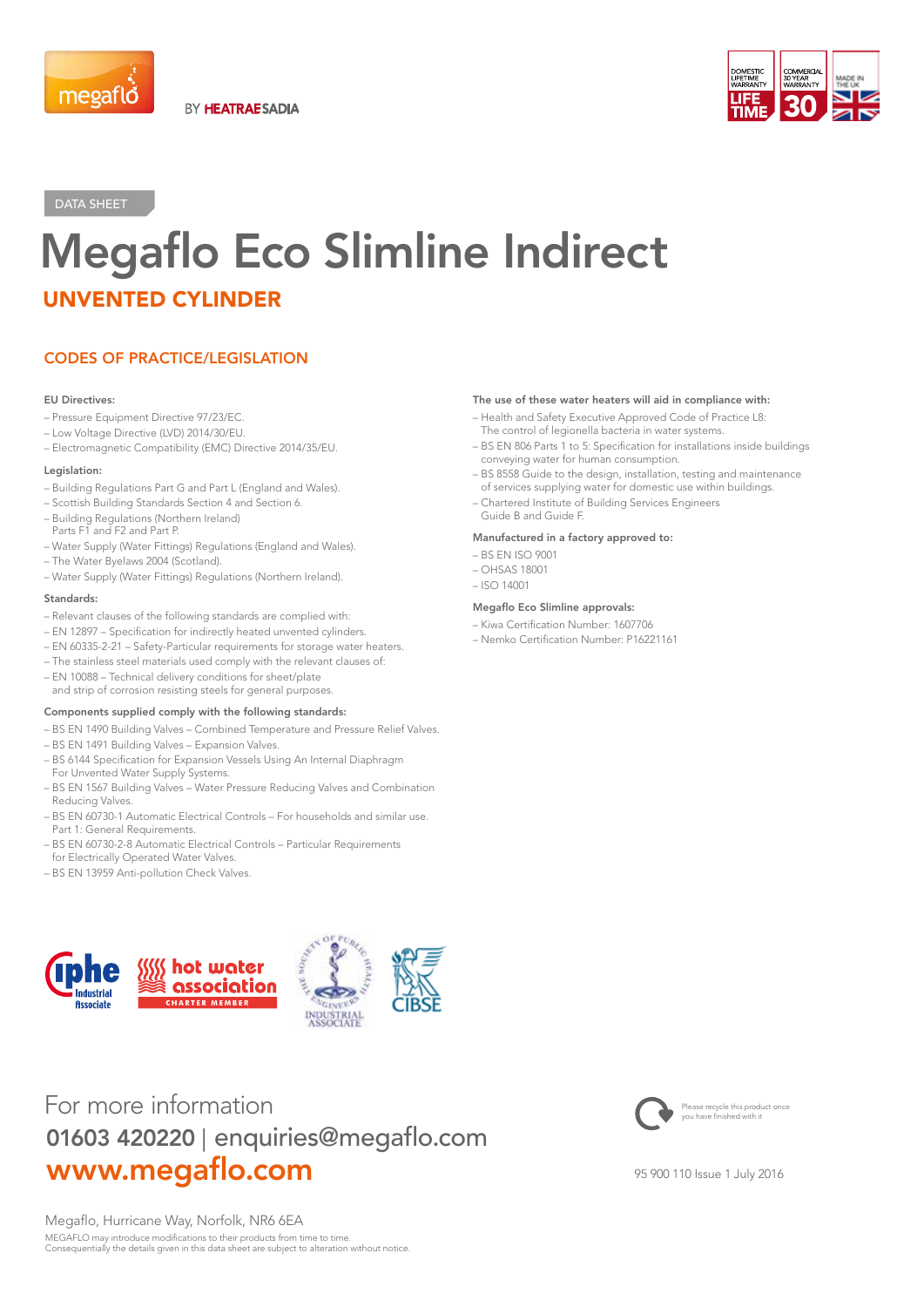megaflo

BY HEATRAESADIA

DOMESTIC LIFETIME WARRANTY LIFE TIME | COMMERCIAL 30 YEAR WARRANTY 30 | MADE IN THE UK

DATA SHEET

# Megaflo Eco Slimline Indirect

## UNVENTED CYLINDER

### CODES OF PRACTICE/LEGISLATION

**EU Directives:**

- Pressure Equipment Directive 97/23/EC.
- Low Voltage Directive (LVD) 2014/30/EU.
- Electromagnetic Compatibility (EMC) Directive 2014/35/EU.

**Legislation:**

- Building Regulations Part G and Part L (England and Wales).
- Scottish Building Standards Section 4 and Section 6.
- Building Regulations (Northern Ireland) Parts F1 and F2 and Part P.
- Water Supply (Water Fittings) Regulations (England and Wales).
- The Water Byelaws 2004 (Scotland).
- Water Supply (Water Fittings) Regulations (Northern Ireland).

**Standards:**

- Relevant clauses of the following standards are complied with:
- EN 12897 – Specification for indirectly heated unvented cylinders.
- EN 60335-2-21 – Safety-Particular requirements for storage water heaters.
- The stainless steel materials used comply with the relevant clauses of:
- EN 10088 – Technical delivery conditions for sheet/plate and strip of corrosion resisting steels for general purposes.

**Components supplied comply with the following standards:**

- BS EN 1490 Building Valves – Combined Temperature and Pressure Relief Valves.
- BS EN 1491 Building Valves – Expansion Valves.
- BS 6144 Specification for Expansion Vessels Using An Internal Diaphragm For Unvented Water Supply Systems.
- BS EN 1567 Building Valves – Water Pressure Reducing Valves and Combination Reducing Valves.
- BS EN 60730-1 Automatic Electrical Controls – For households and similar use. Part 1: General Requirements.
- BS EN 60730-2-8 Automatic Electrical Controls – Particular Requirements for Electrically Operated Water Valves.
- BS EN 13959 Anti-pollution Check Valves.

**The use of these water heaters will aid in compliance with:**

- Health and Safety Executive Approved Code of Practice L8: The control of legionella bacteria in water systems.
- BS EN 806 Parts 1 to 5: Specification for installations inside buildings conveying water for human consumption.
- BS 8558 Guide to the design, installation, testing and maintenance of services supplying water for domestic use within buildings.
- Chartered Institute of Building Services Engineers Guide B and Guide F.

**Manufactured in a factory approved to:**

- BS EN ISO 9001
- OHSAS 18001
- ISO 14001

**Megaflo Eco Slimline approvals:**

- Kiwa Certification Number: 1607706
- Nemko Certification Number: P16221161

iphe Industrial Associate | hot water association CHARTER MEMBER | The Society of Public Health Engineers Industrial Associate | CIBSE

For more information

01603 420220 | enquiries@megaflo.com

**www.megaflo.com**

Please recycle this product once you have finished with it

95 900 110 Issue 1 July 2016

Megaflo, Hurricane Way, Norfolk, NR6 6EA

MEGAFLO may introduce modifications to their products from time to time.
Consequentially the details given in this data sheet are subject to alteration without notice.